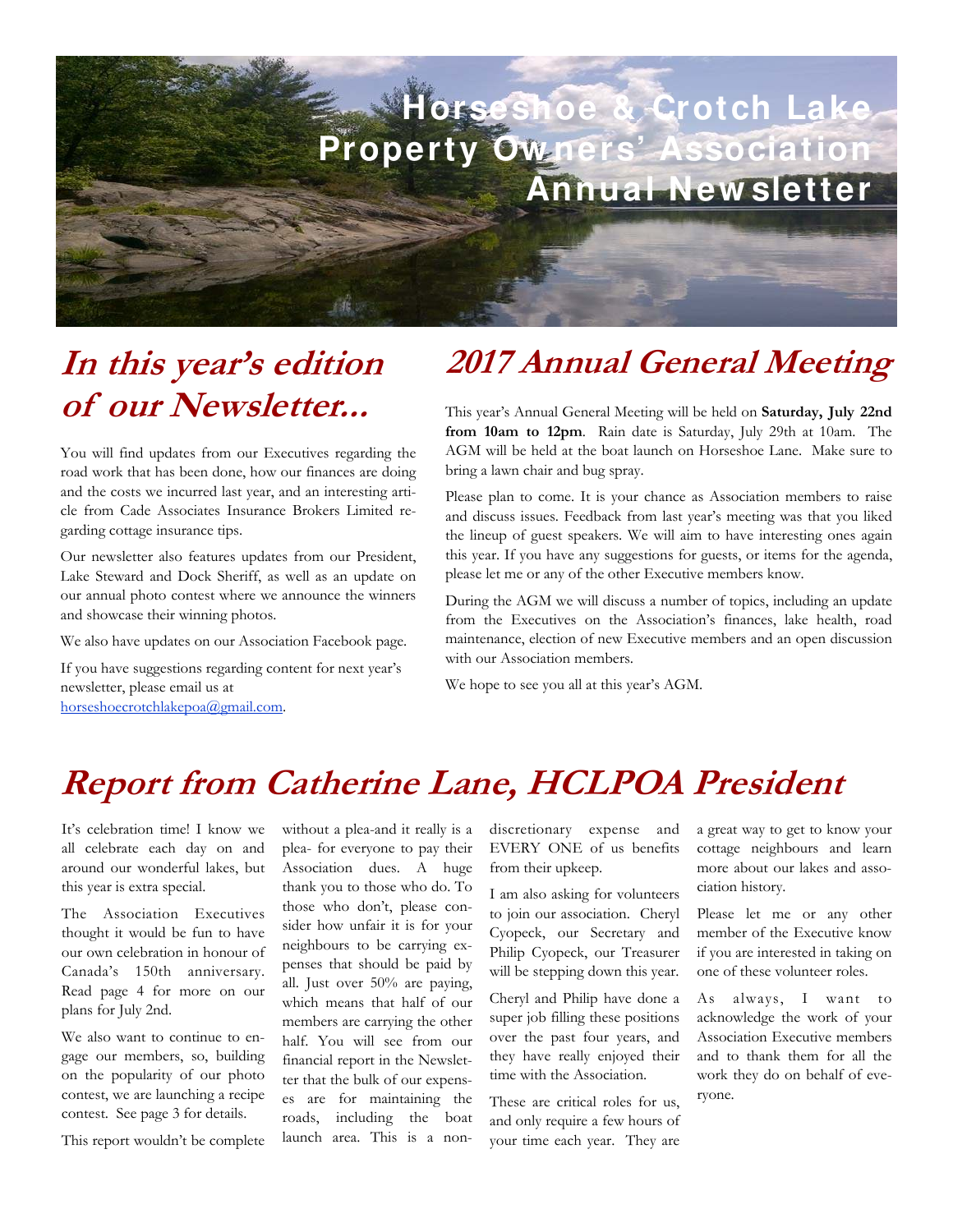# Horseshoe & Crotch Lake Property Owners' Association Annual Newsletter

## In this year's edition of our Newsletter...

You will find updates from our Executives regarding the road work that has been done, how our finances are doing and the costs we incurred last year, and an interesting article from Cade Associates Insurance Brokers Limited regarding cottage insurance tips.

Our newsletter also features updates from our President, Lake Steward and Dock Sheriff, as well as an update on our annual photo contest where we announce the winners and showcase their winning photos.

We also have updates on our Association Facebook page.

If you have suggestions regarding content for next year's newsletter, please email us at horseshoecrotchlakepoa@gmail.com.

## 2017 Annual General Meeting

This year's Annual General Meeting will be held on **Saturday, July 22nd from 10am to 12pm**. Rain date is Saturday, July 29th at 10am. The AGM will be held at the boat launch on Horseshoe Lane. Make sure to bring a lawn chair and bug spray.

Please plan to come. It is your chance as Association members to raise and discuss issues. Feedback from last year's meeting was that you liked the lineup of guest speakers. We will aim to have interesting ones again this year. If you have any suggestions for guests, or items for the agenda, please let me or any of the other Executive members know.

During the AGM we will discuss a number of topics, including an update from the Executives on the Association's finances, lake health, road maintenance, election of new Executive members and an open discussion with our Association members.

We hope to see you all at this year's AGM.

## Report from Catherine Lane, HCLPOA President

It's celebration time! I know we all celebrate each day on and around our wonderful lakes, but this year is extra special.

The Association Executives thought it would be fun to have our own celebration in honour of Canada's 150th anniversary. Read page 4 for more on our plans for July 2nd.

We also want to continue to engage our members, so, building on the popularity of our photo contest, we are launching a recipe contest. See page 3 for details.

This report wouldn't be complete without a plea-and it really is a plea- for everyone to pay their Association dues. A huge thank you to those who do. To those who don't, please consider how unfair it is for your neighbours to be carrying expenses that should be paid by all. Just over 50% are paying, which means that half of our members are carrying the other half. You will see from our financial report in the Newsletter that the bulk of our expenses are for maintaining the roads, including the boat launch area. This is a non-discretionary expense and EVERY ONE of us benefits from their upkeep.

I am also asking for volunteers to join our association. Cheryl Cyopeck, our Secretary and Philip Cyopeck, our Treasurer will be stepping down this year.

Cheryl and Philip have done a super job filling these positions over the past four years, and they have really enjoyed their time with the Association.

These are critical roles for us, and only require a few hours of your time each year. They are a great way to get to know your cottage neighbours and learn more about our lakes and association history.

Please let me or any other member of the Executive know if you are interested in taking on one of these volunteer roles.

As always, I want to acknowledge the work of your Association Executive members and to thank them for all the work they do on behalf of everyone.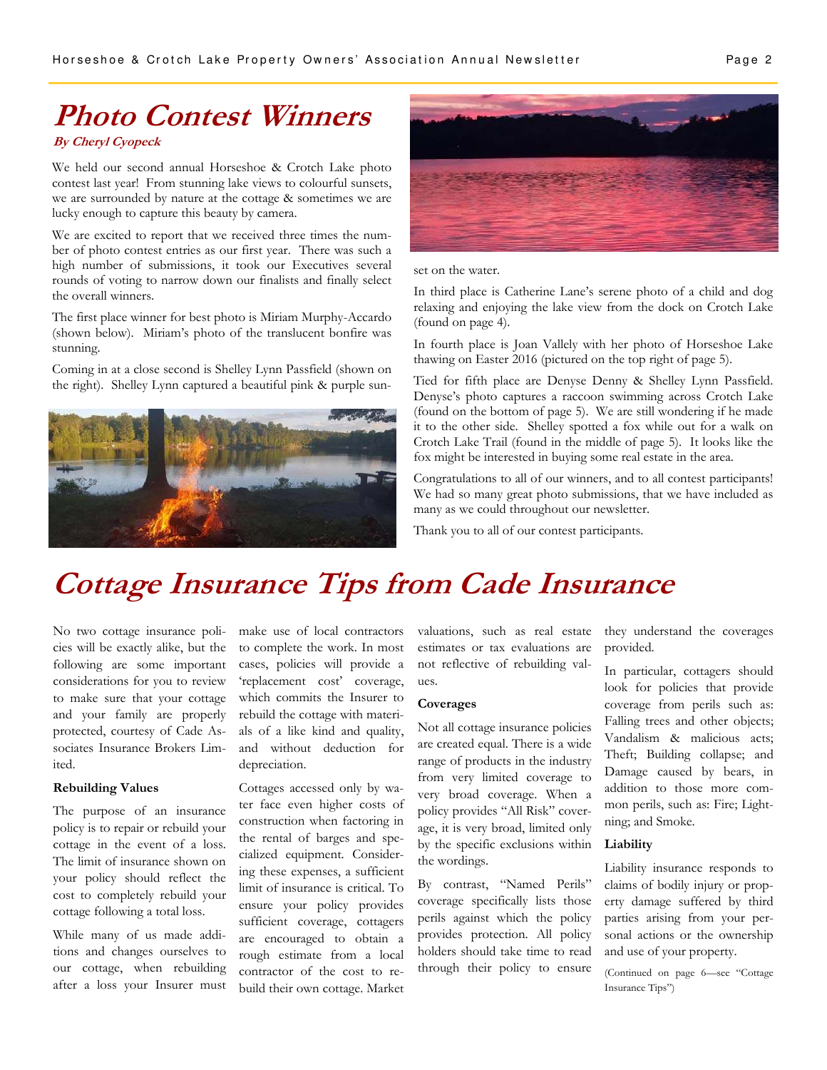# Photo Contest Winners

***By Cheryl Cyopeck***

We held our second annual Horseshoe & Crotch Lake photo contest last year! From stunning lake views to colourful sunsets, we are surrounded by nature at the cottage & sometimes we are lucky enough to capture this beauty by camera.

We are excited to report that we received three times the number of photo contest entries as our first year. There was such a high number of submissions, it took our Executives several rounds of voting to narrow down our finalists and finally select the overall winners.

The first place winner for best photo is Miriam Murphy-Accardo (shown below). Miriam's photo of the translucent bonfire was stunning.

Coming in at a close second is Shelley Lynn Passfield (shown on the right). Shelley Lynn captured a beautiful pink & purple sunset on the water.

In third place is Catherine Lane's serene photo of a child and dog relaxing and enjoying the lake view from the dock on Crotch Lake (found on page 4).

In fourth place is Joan Vallely with her photo of Horseshoe Lake thawing on Easter 2016 (pictured on the top right of page 5).

Tied for fifth place are Denyse Denny & Shelley Lynn Passfield. Denyse's photo captures a raccoon swimming across Crotch Lake (found on the bottom of page 5). We are still wondering if he made it to the other side. Shelley spotted a fox while out for a walk on Crotch Lake Trail (found in the middle of page 5). It looks like the fox might be interested in buying some real estate in the area.

Congratulations to all of our winners, and to all contest participants! We had so many great photo submissions, that we have included as many as we could throughout our newsletter.

Thank you to all of our contest participants.

# Cottage Insurance Tips from Cade Insurance

No two cottage insurance policies will be exactly alike, but the following are some important considerations for you to review to make sure that your cottage and your family are properly protected, courtesy of Cade Associates Insurance Brokers Limited.

**Rebuilding Values**

The purpose of an insurance policy is to repair or rebuild your cottage in the event of a loss. The limit of insurance shown on your policy should reflect the cost to completely rebuild your cottage following a total loss.

While many of us made additions and changes ourselves to our cottage, when rebuilding after a loss your Insurer must make use of local contractors to complete the work. In most cases, policies will provide a 'replacement cost' coverage, which commits the Insurer to rebuild the cottage with materials of a like kind and quality, and without deduction for depreciation.

Cottages accessed only by water face even higher costs of construction when factoring in the rental of barges and specialized equipment. Considering these expenses, a sufficient limit of insurance is critical. To ensure your policy provides sufficient coverage, cottagers are encouraged to obtain a rough estimate from a local contractor of the cost to rebuild their own cottage. Market valuations, such as real estate estimates or tax evaluations are not reflective of rebuilding values.

**Coverages**

Not all cottage insurance policies are created equal. There is a wide range of products in the industry from very limited coverage to very broad coverage. When a policy provides "All Risk" coverage, it is very broad, limited only by the specific exclusions within the wordings.

By contrast, "Named Perils" coverage specifically lists those perils against which the policy provides protection. All policy holders should take time to read through their policy to ensure they understand the coverages provided.

In particular, cottagers should look for policies that provide coverage from perils such as: Falling trees and other objects; Vandalism & malicious acts; Theft; Building collapse; and Damage caused by bears, in addition to those more common perils, such as: Fire; Lightning; and Smoke.

**Liability**

Liability insurance responds to claims of bodily injury or property damage suffered by third parties arising from your personal actions or the ownership and use of your property.

(Continued on page 6—see "Cottage Insurance Tips")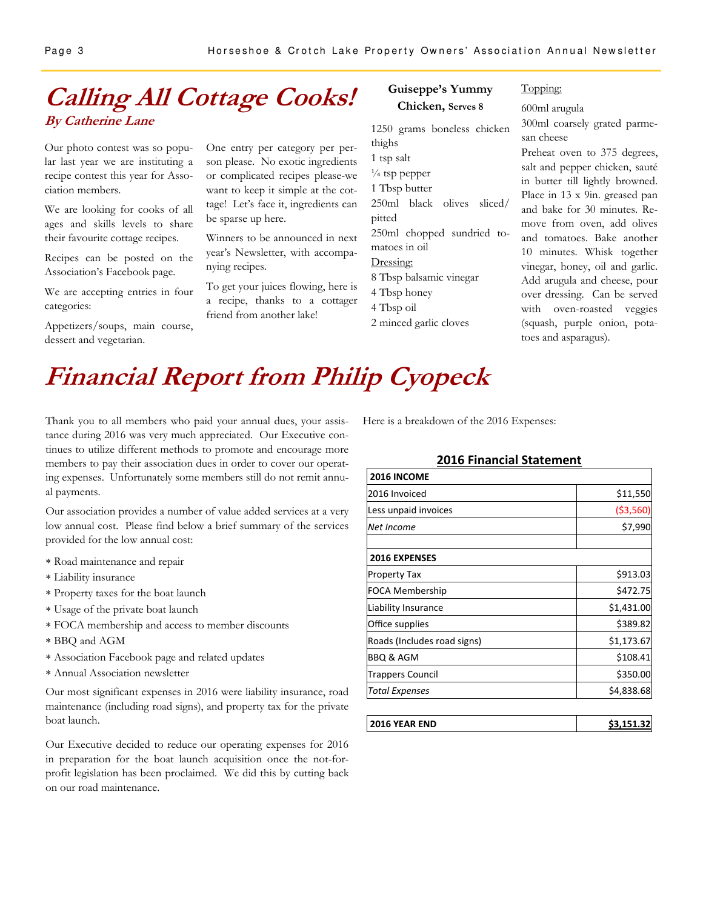# Calling All Cottage Cooks!

**By Catherine Lane**

Our photo contest was so popular last year we are instituting a recipe contest this year for Association members.

We are looking for cooks of all ages and skills levels to share their favourite cottage recipes.

Recipes can be posted on the Association's Facebook page.

We are accepting entries in four categories:

Appetizers/soups, main course, dessert and vegetarian.

One entry per category per person please. No exotic ingredients or complicated recipes please-we want to keep it simple at the cottage! Let's face it, ingredients can be sparse up here.

Winners to be announced in next year's Newsletter, with accompanying recipes.

To get your juices flowing, here is a recipe, thanks to a cottager friend from another lake!

### Guiseppe's Yummy Chicken, Serves 8

1250 grams boneless chicken thighs
1 tsp salt
¼ tsp pepper
1 Tbsp butter
250ml black olives sliced/pitted
250ml chopped sundried tomatoes in oil

Dressing:
8 Tbsp balsamic vinegar
4 Tbsp honey
4 Tbsp oil
2 minced garlic cloves

Topping:
600ml arugula
300ml coarsely grated parmesan cheese

Preheat oven to 375 degrees, salt and pepper chicken, sauté in butter till lightly browned. Place in 13 x 9in. greased pan and bake for 30 minutes. Remove from oven, add olives and tomatoes. Bake another 10 minutes. Whisk together vinegar, honey, oil and garlic. Add arugula and cheese, pour over dressing. Can be served with oven-roasted veggies (squash, purple onion, potatoes and asparagus).

# Financial Report from Philip Cyopeck

Thank you to all members who paid your annual dues, your assistance during 2016 was very much appreciated. Our Executive continues to utilize different methods to promote and encourage more members to pay their association dues in order to cover our operating expenses. Unfortunately some members still do not remit annual payments.

Our association provides a number of value added services at a very low annual cost. Please find below a brief summary of the services provided for the low annual cost:

* Road maintenance and repair
* Liability insurance
* Property taxes for the boat launch
* Usage of the private boat launch
* FOCA membership and access to member discounts
* BBQ and AGM
* Association Facebook page and related updates
* Annual Association newsletter

Our most significant expenses in 2016 were liability insurance, road maintenance (including road signs), and property tax for the private boat launch.

Our Executive decided to reduce our operating expenses for 2016 in preparation for the boat launch acquisition once the not-for-profit legislation has been proclaimed. We did this by cutting back on our road maintenance.

Here is a breakdown of the 2016 Expenses:

**2016 Financial Statement**

| **2016 INCOME** | |
|---|---|
| 2016 Invoiced | $11,550 |
| Less unpaid invoices | ($3,560) |
| *Net Income* | $7,990 |
| | |
| **2016 EXPENSES** | |
| Property Tax | $913.03 |
| FOCA Membership | $472.75 |
| Liability Insurance | $1,431.00 |
| Office supplies | $389.82 |
| Roads (Includes road signs) | $1,173.67 |
| BBQ & AGM | $108.41 |
| Trappers Council | $350.00 |
| *Total Expenses* | $4,838.68 |
| | |
| **2016 YEAR END** | **$3,151.32** |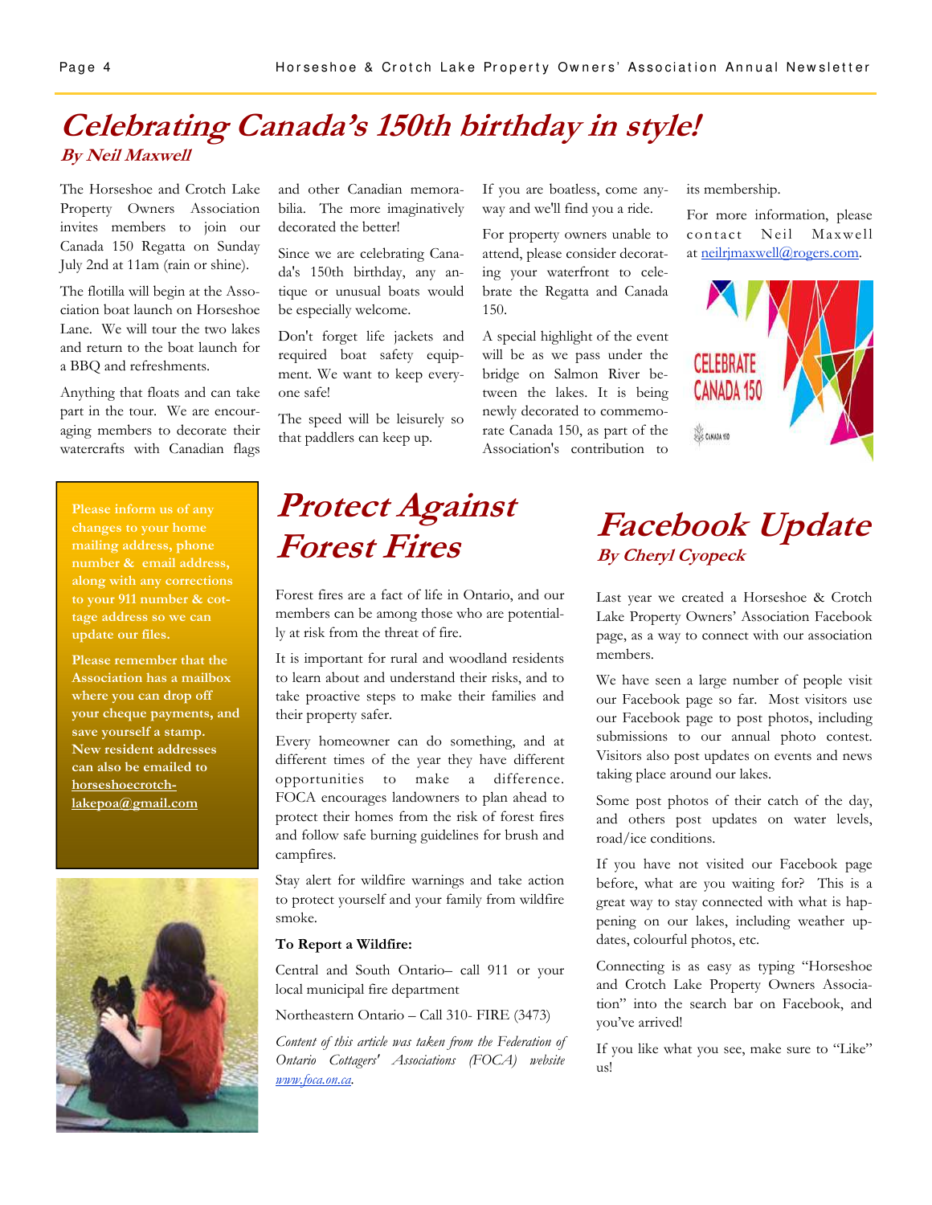# Celebrating Canada's 150th birthday in style!

**By Neil Maxwell**

The Horseshoe and Crotch Lake Property Owners Association invites members to join our Canada 150 Regatta on Sunday July 2nd at 11am (rain or shine).

The flotilla will begin at the Association boat launch on Horseshoe Lane. We will tour the two lakes and return to the boat launch for a BBQ and refreshments.

Anything that floats and can take part in the tour. We are encouraging members to decorate their watercrafts with Canadian flags and other Canadian memorabilia. The more imaginatively decorated the better!

Since we are celebrating Canada's 150th birthday, any antique or unusual boats would be especially welcome.

Don't forget life jackets and required boat safety equipment. We want to keep everyone safe!

The speed will be leisurely so that paddlers can keep up.

If you are boatless, come anyway and we'll find you a ride.

For property owners unable to attend, please consider decorating your waterfront to celebrate the Regatta and Canada 150.

A special highlight of the event will be as we pass under the bridge on Salmon River between the lakes. It is being newly decorated to commemorate Canada 150, as part of the Association's contribution to its membership.

For more information, please contact Neil Maxwell at neilrjmaxwell@rogers.com.

**Please inform us of any changes to your home mailing address, phone number & email address, along with any corrections to your 911 number & cottage address so we can update our files.**

**Please remember that the Association has a mailbox where you can drop off your cheque payments, and save yourself a stamp. New resident addresses can also be emailed to horseshoecrotchlakepoa@gmail.com**

# Protect Against Forest Fires

Forest fires are a fact of life in Ontario, and our members can be among those who are potentially at risk from the threat of fire.

It is important for rural and woodland residents to learn about and understand their risks, and to take proactive steps to make their families and their property safer.

Every homeowner can do something, and at different times of the year they have different opportunities to make a difference. FOCA encourages landowners to plan ahead to protect their homes from the risk of forest fires and follow safe burning guidelines for brush and campfires.

Stay alert for wildfire warnings and take action to protect yourself and your family from wildfire smoke.

**To Report a Wildfire:**

Central and South Ontario– call 911 or your local municipal fire department

Northeastern Ontario – Call 310- FIRE (3473)

*Content of this article was taken from the Federation of Ontario Cottagers' Associations (FOCA) website www.foca.on.ca.*

# Facebook Update

**By Cheryl Cyopeck**

Last year we created a Horseshoe & Crotch Lake Property Owners' Association Facebook page, as a way to connect with our association members.

We have seen a large number of people visit our Facebook page so far. Most visitors use our Facebook page to post photos, including submissions to our annual photo contest. Visitors also post updates on events and news taking place around our lakes.

Some post photos of their catch of the day, and others post updates on water levels, road/ice conditions.

If you have not visited our Facebook page before, what are you waiting for? This is a great way to stay connected with what is happening on our lakes, including weather updates, colourful photos, etc.

Connecting is as easy as typing "Horseshoe and Crotch Lake Property Owners Association" into the search bar on Facebook, and you've arrived!

If you like what you see, make sure to "Like" us!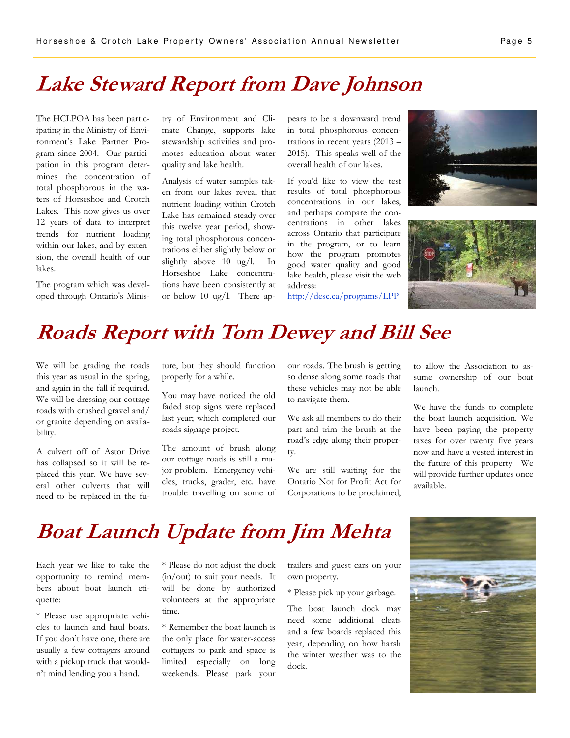# Lake Steward Report from Dave Johnson

The HCLPOA has been participating in the Ministry of Environment's Lake Partner Program since 2004. Our participation in this program determines the concentration of total phosphorous in the waters of Horseshoe and Crotch Lakes. This now gives us over 12 years of data to interpret trends for nutrient loading within our lakes, and by extension, the overall health of our lakes.

The program which was developed through Ontario's Ministry of Environment and Climate Change, supports lake stewardship activities and promotes education about water quality and lake health.

Analysis of water samples taken from our lakes reveal that nutrient loading within Crotch Lake has remained steady over this twelve year period, showing total phosphorous concentrations either slightly below or slightly above 10 ug/l. In Horseshoe Lake concentrations have been consistently at or below 10 ug/l. There appears to be a downward trend in total phosphorous concentrations in recent years (2013 – 2015). This speaks well of the overall health of our lakes.

If you'd like to view the test results of total phosphorous concentrations in our lakes, and perhaps compare the concentrations in other lakes across Ontario that participate in the program, or to learn how the program promotes good water quality and good lake health, please visit the web address: http://desc.ca/programs/LPP

# Roads Report with Tom Dewey and Bill See

We will be grading the roads this year as usual in the spring, and again in the fall if required. We will be dressing our cottage roads with crushed gravel and/or granite depending on availability.

A culvert off of Astor Drive has collapsed so it will be replaced this year. We have several other culverts that will need to be replaced in the future, but they should function properly for a while.

You may have noticed the old faded stop signs were replaced last year; which completed our roads signage project.

The amount of brush along our cottage roads is still a major problem. Emergency vehicles, trucks, grader, etc. have trouble travelling on some of our roads. The brush is getting so dense along some roads that these vehicles may not be able to navigate them.

We ask all members to do their part and trim the brush at the road's edge along their property.

We are still waiting for the Ontario Not for Profit Act for Corporations to be proclaimed, to allow the Association to assume ownership of our boat launch.

We have the funds to complete the boat launch acquisition. We have been paying the property taxes for over twenty five years now and have a vested interest in the future of this property. We will provide further updates once available.

# Boat Launch Update from Jim Mehta

Each year we like to take the opportunity to remind members about boat launch etiquette:

* Please use appropriate vehicles to launch and haul boats. If you don't have one, there are usually a few cottagers around with a pickup truck that wouldn't mind lending you a hand.

* Please do not adjust the dock (in/out) to suit your needs. It will be done by authorized volunteers at the appropriate time.

* Remember the boat launch is the only place for water-access cottagers to park and space is limited especially on long weekends. Please park your trailers and guest cars on your own property.

* Please pick up your garbage.

The boat launch dock may need some additional cleats and a few boards replaced this year, depending on how harsh the winter weather was to the dock.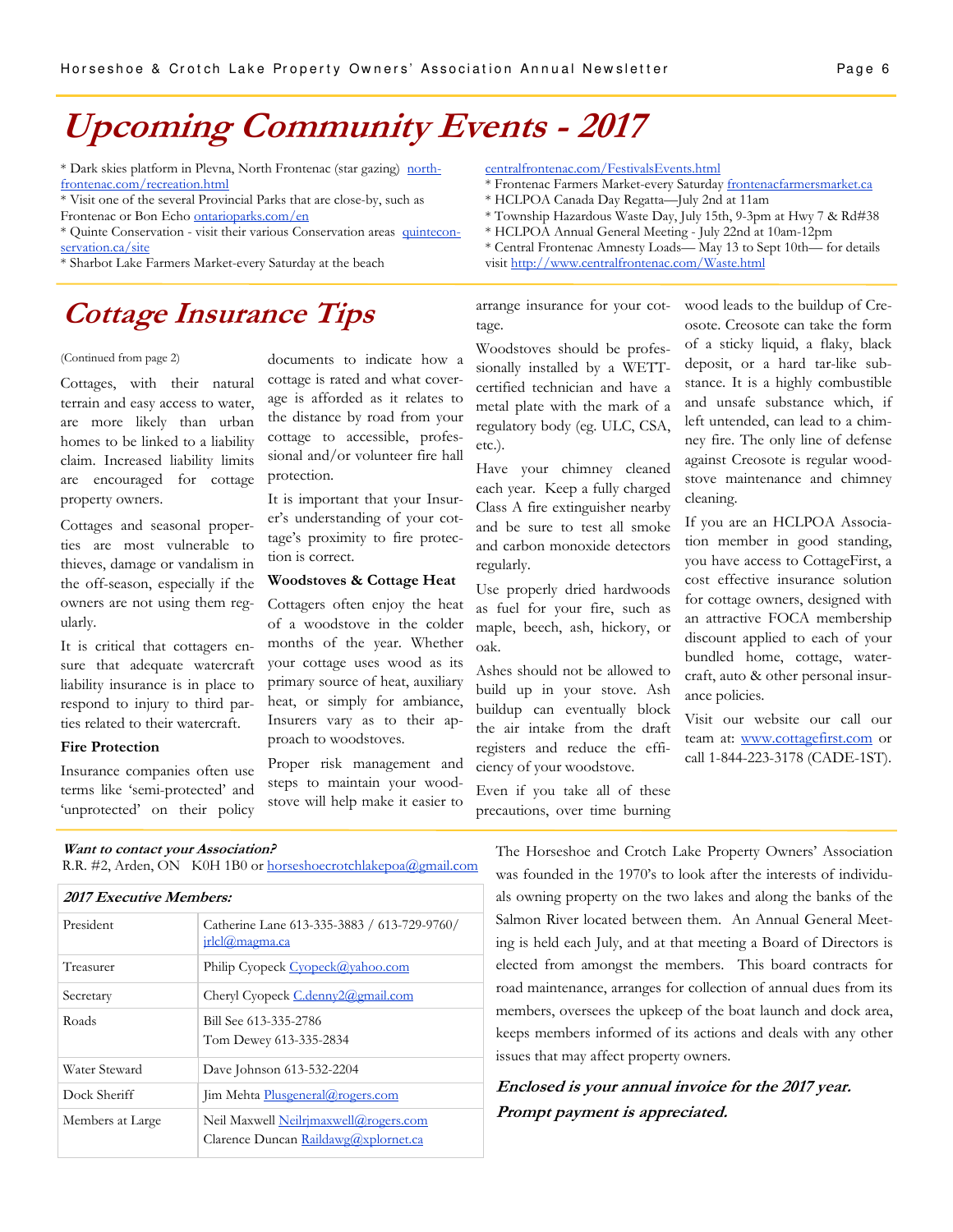# Upcoming Community Events - 2017

* Dark skies platform in Plevna, North Frontenac (star gazing) north-frontenac.com/recreation.html
* Visit one of the several Provincial Parks that are close-by, such as Frontenac or Bon Echo ontarioparks.com/en
* Quinte Conservation - visit their various Conservation areas quintecon-servation.ca/site
* Sharbot Lake Farmers Market-every Saturday at the beach centralfrontenac.com/FestivalsEvents.html
* Frontenac Farmers Market-every Saturday frontenacfarmersmarket.ca
* HCLPOA Canada Day Regatta—July 2nd at 11am
* Township Hazardous Waste Day, July 15th, 9-3pm at Hwy 7 & Rd#38
* HCLPOA Annual General Meeting - July 22nd at 10am-12pm
* Central Frontenac Amnesty Loads— May 13 to Sept 10th— for details visit http://www.centralfrontenac.com/Waste.html

# Cottage Insurance Tips

(Continued from page 2)

Cottages, with their natural terrain and easy access to water, are more likely than urban homes to be linked to a liability claim. Increased liability limits are encouraged for cottage property owners.

Cottages and seasonal properties are most vulnerable to thieves, damage or vandalism in the off-season, especially if the owners are not using them regularly.

It is critical that cottagers ensure that adequate watercraft liability insurance is in place to respond to injury to third parties related to their watercraft.

**Fire Protection**

Insurance companies often use terms like 'semi-protected' and 'unprotected' on their policy documents to indicate how a cottage is rated and what coverage is afforded as it relates to the distance by road from your cottage to accessible, professional and/or volunteer fire hall protection.

It is important that your Insurer's understanding of your cottage's proximity to fire protection is correct.

**Woodstoves & Cottage Heat**

Cottagers often enjoy the heat of a woodstove in the colder months of the year. Whether your cottage uses wood as its primary source of heat, auxiliary heat, or simply for ambiance, Insurers vary as to their approach to woodstoves.

Proper risk management and steps to maintain your woodstove will help make it easier to arrange insurance for your cottage.

Woodstoves should be professionally installed by a WETT-certified technician and have a metal plate with the mark of a regulatory body (eg. ULC, CSA, etc.).

Have your chimney cleaned each year. Keep a fully charged Class A fire extinguisher nearby and be sure to test all smoke and carbon monoxide detectors regularly.

Use properly dried hardwoods as fuel for your fire, such as maple, beech, ash, hickory, or oak.

Ashes should not be allowed to build up in your stove. Ash buildup can eventually block the air intake from the draft registers and reduce the efficiency of your woodstove.

Even if you take all of these precautions, over time burning wood leads to the buildup of Creosote. Creosote can take the form of a sticky liquid, a flaky, black deposit, or a hard tar-like substance. It is a highly combustible and unsafe substance which, if left untended, can lead to a chimney fire. The only line of defense against Creosote is regular woodstove maintenance and chimney cleaning.

If you are an HCLPOA Association member in good standing, you have access to CottageFirst, a cost effective insurance solution for cottage owners, designed with an attractive FOCA membership discount applied to each of your bundled home, cottage, watercraft, auto & other personal insurance policies.

Visit our website our call our team at: www.cottagefirst.com or call 1-844-223-3178 (CADE-1ST).

***Want to contact your Association?***

R.R. #2, Arden, ON K0H 1B0 or horseshoecrotchlakepoa@gmail.com

| ***2017 Executive Members:*** | |
|---|---|
| President | Catherine Lane 613-335-3883 / 613-729-9760/ jrlcl@magma.ca |
| Treasurer | Philip Cyopeck Cyopeck@yahoo.com |
| Secretary | Cheryl Cyopeck C.denny2@gmail.com |
| Roads | Bill See 613-335-2786<br>Tom Dewey 613-335-2834 |
| Water Steward | Dave Johnson 613-532-2204 |
| Dock Sheriff | Jim Mehta Plusgeneral@rogers.com |
| Members at Large | Neil Maxwell Neilrjmaxwell@rogers.com<br>Clarence Duncan Raildawg@xplornet.ca |

The Horseshoe and Crotch Lake Property Owners' Association was founded in the 1970's to look after the interests of individuals owning property on the two lakes and along the banks of the Salmon River located between them. An Annual General Meeting is held each July, and at that meeting a Board of Directors is elected from amongst the members. This board contracts for road maintenance, arranges for collection of annual dues from its members, oversees the upkeep of the boat launch and dock area, keeps members informed of its actions and deals with any other issues that may affect property owners.

***Enclosed is your annual invoice for the 2017 year. Prompt payment is appreciated.***